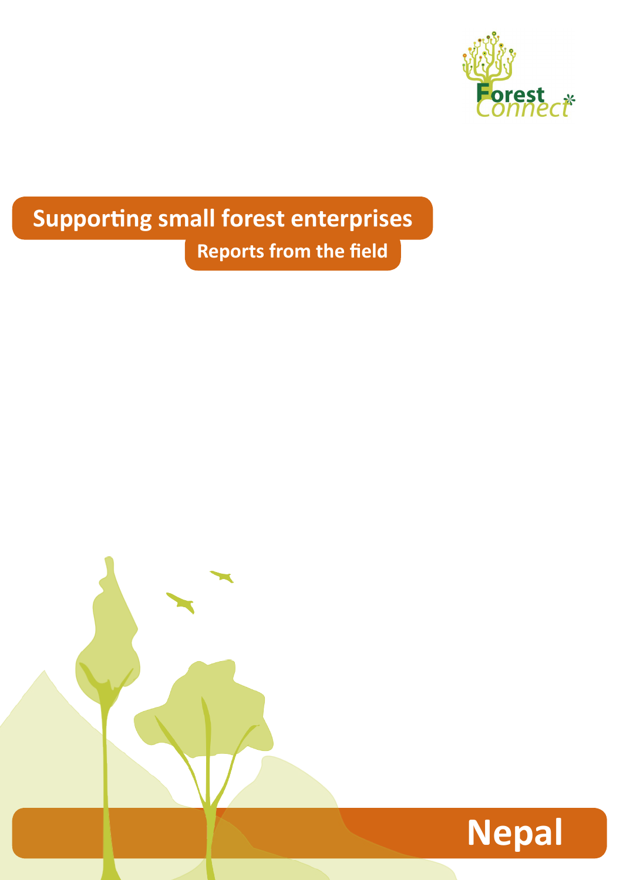Forest Connect

# Supporting small forest enterprises

## Reports from the field

# Nepal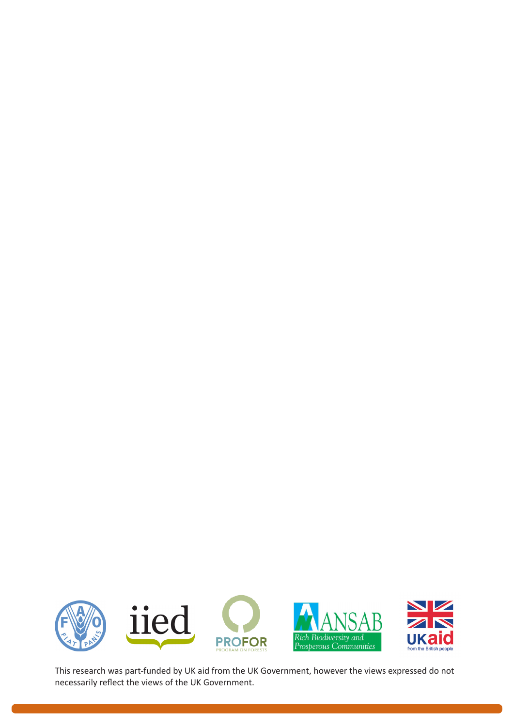This research was part-funded by UK aid from the UK Government, however the views expressed do not necessarily reflect the views of the UK Government.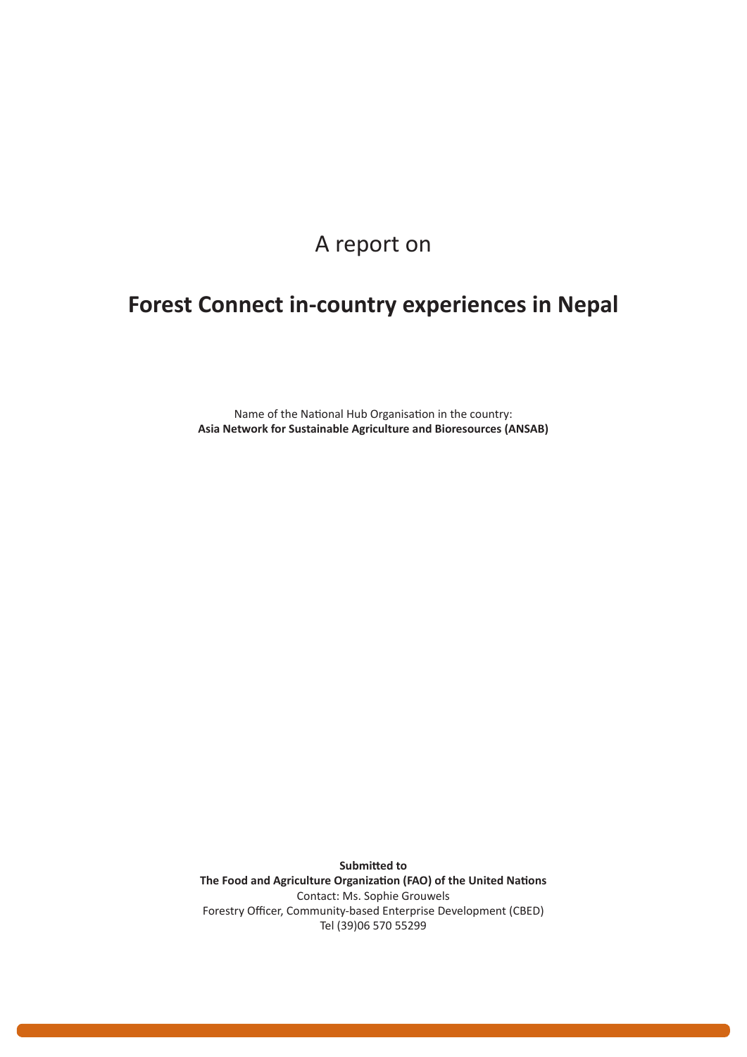A report on

# Forest Connect in-country experiences in Nepal

Name of the National Hub Organisation in the country:
**Asia Network for Sustainable Agriculture and Bioresources (ANSAB)**

**Submitted to**
**The Food and Agriculture Organization (FAO) of the United Nations**
Contact: Ms. Sophie Grouwels
Forestry Officer, Community-based Enterprise Development (CBED)
Tel (39)06 570 55299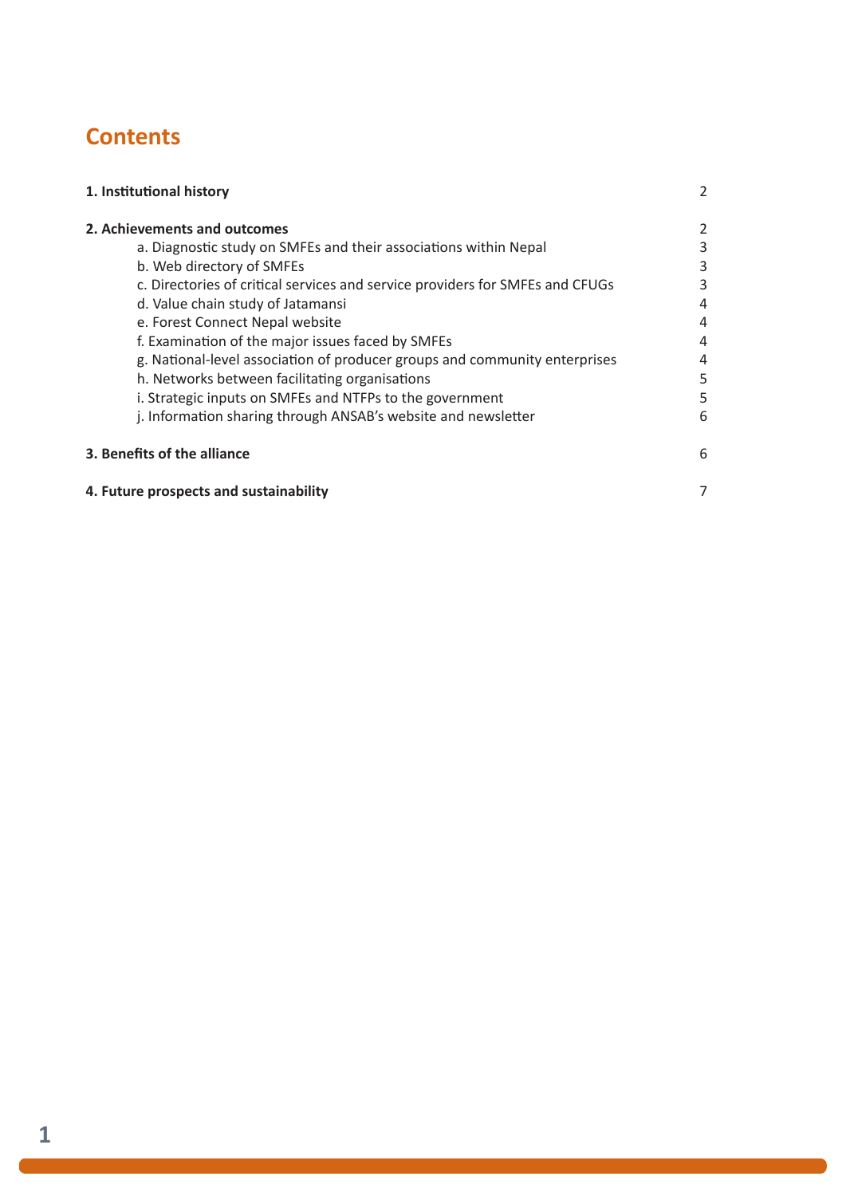## Contents

| | |
|---|---|
| **1. Institutional history** | 2 |
| **2. Achievements and outcomes** | 2 |
| a. Diagnostic study on SMFEs and their associations within Nepal | 3 |
| b. Web directory of SMFEs | 3 |
| c. Directories of critical services and service providers for SMFEs and CFUGs | 3 |
| d. Value chain study of Jatamansi | 4 |
| e. Forest Connect Nepal website | 4 |
| f. Examination of the major issues faced by SMFEs | 4 |
| g. National-level association of producer groups and community enterprises | 4 |
| h. Networks between facilitating organisations | 5 |
| i. Strategic inputs on SMFEs and NTFPs to the government | 5 |
| j. Information sharing through ANSAB's website and newsletter | 6 |
| **3. Benefits of the alliance** | 6 |
| **4. Future prospects and sustainability** | 7 |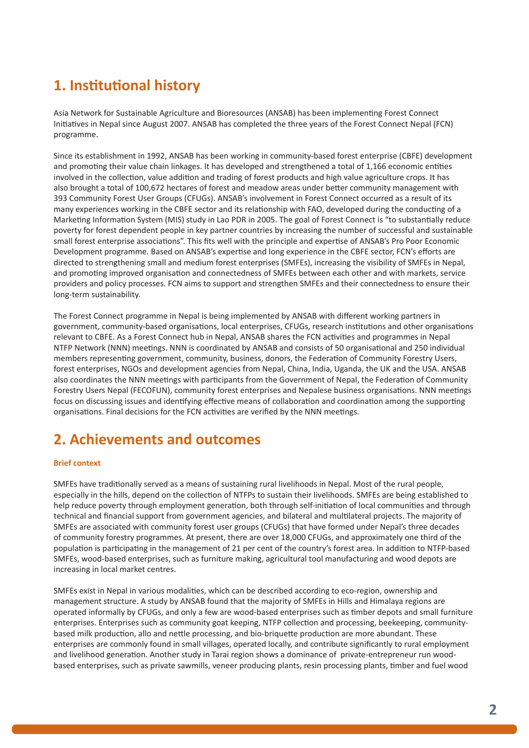## 1. Institutional history

Asia Network for Sustainable Agriculture and Bioresources (ANSAB) has been implementing Forest Connect Initiatives in Nepal since August 2007. ANSAB has completed the three years of the Forest Connect Nepal (FCN) programme.

Since its establishment in 1992, ANSAB has been working in community-based forest enterprise (CBFE) development and promoting their value chain linkages. It has developed and strengthened a total of 1,166 economic entities involved in the collection, value addition and trading of forest products and high value agriculture crops. It has also brought a total of 100,672 hectares of forest and meadow areas under better community management with 393 Community Forest User Groups (CFUGs). ANSAB's involvement in Forest Connect occurred as a result of its many experiences working in the CBFE sector and its relationship with FAO, developed during the conducting of a Marketing Information System (MIS) study in Lao PDR in 2005. The goal of Forest Connect is "to substantially reduce poverty for forest dependent people in key partner countries by increasing the number of successful and sustainable small forest enterprise associations". This fits well with the principle and expertise of ANSAB's Pro Poor Economic Development programme. Based on ANSAB's expertise and long experience in the CBFE sector, FCN's efforts are directed to strengthening small and medium forest enterprises (SMFEs), increasing the visibility of SMFEs in Nepal, and promoting improved organisation and connectedness of SMFEs between each other and with markets, service providers and policy processes. FCN aims to support and strengthen SMFEs and their connectedness to ensure their long-term sustainability.

The Forest Connect programme in Nepal is being implemented by ANSAB with different working partners in government, community-based organisations, local enterprises, CFUGs, research institutions and other organisations relevant to CBFE. As a Forest Connect hub in Nepal, ANSAB shares the FCN activities and programmes in Nepal NTFP Network (NNN) meetings. NNN is coordinated by ANSAB and consists of 50 organisational and 250 individual members representing government, community, business, donors, the Federation of Community Forestry Users, forest enterprises, NGOs and development agencies from Nepal, China, India, Uganda, the UK and the USA. ANSAB also coordinates the NNN meetings with participants from the Government of Nepal, the Federation of Community Forestry Users Nepal (FECOFUN), community forest enterprises and Nepalese business organisations. NNN meetings focus on discussing issues and identifying effective means of collaboration and coordination among the supporting organisations. Final decisions for the FCN activities are verified by the NNN meetings.

## 2. Achievements and outcomes

#### Brief context

SMFEs have traditionally served as a means of sustaining rural livelihoods in Nepal. Most of the rural people, especially in the hills, depend on the collection of NTFPs to sustain their livelihoods. SMFEs are being established to help reduce poverty through employment generation, both through self-initiation of local communities and through technical and financial support from government agencies, and bilateral and multilateral projects. The majority of SMFEs are associated with community forest user groups (CFUGs) that have formed under Nepal's three decades of community forestry programmes. At present, there are over 18,000 CFUGs, and approximately one third of the population is participating in the management of 21 per cent of the country's forest area. In addition to NTFP-based SMFEs, wood-based enterprises, such as furniture making, agricultural tool manufacturing and wood depots are increasing in local market centres.

SMFEs exist in Nepal in various modalities, which can be described according to eco-region, ownership and management structure. A study by ANSAB found that the majority of SMFEs in Hills and Himalaya regions are operated informally by CFUGs, and only a few are wood-based enterprises such as timber depots and small furniture enterprises. Enterprises such as community goat keeping, NTFP collection and processing, beekeeping, community-based milk production, allo and nettle processing, and bio-briquette production are more abundant. These enterprises are commonly found in small villages, operated locally, and contribute significantly to rural employment and livelihood generation. Another study in Tarai region shows a dominance of private-entrepreneur run wood-based enterprises, such as private sawmills, veneer producing plants, resin processing plants, timber and fuel wood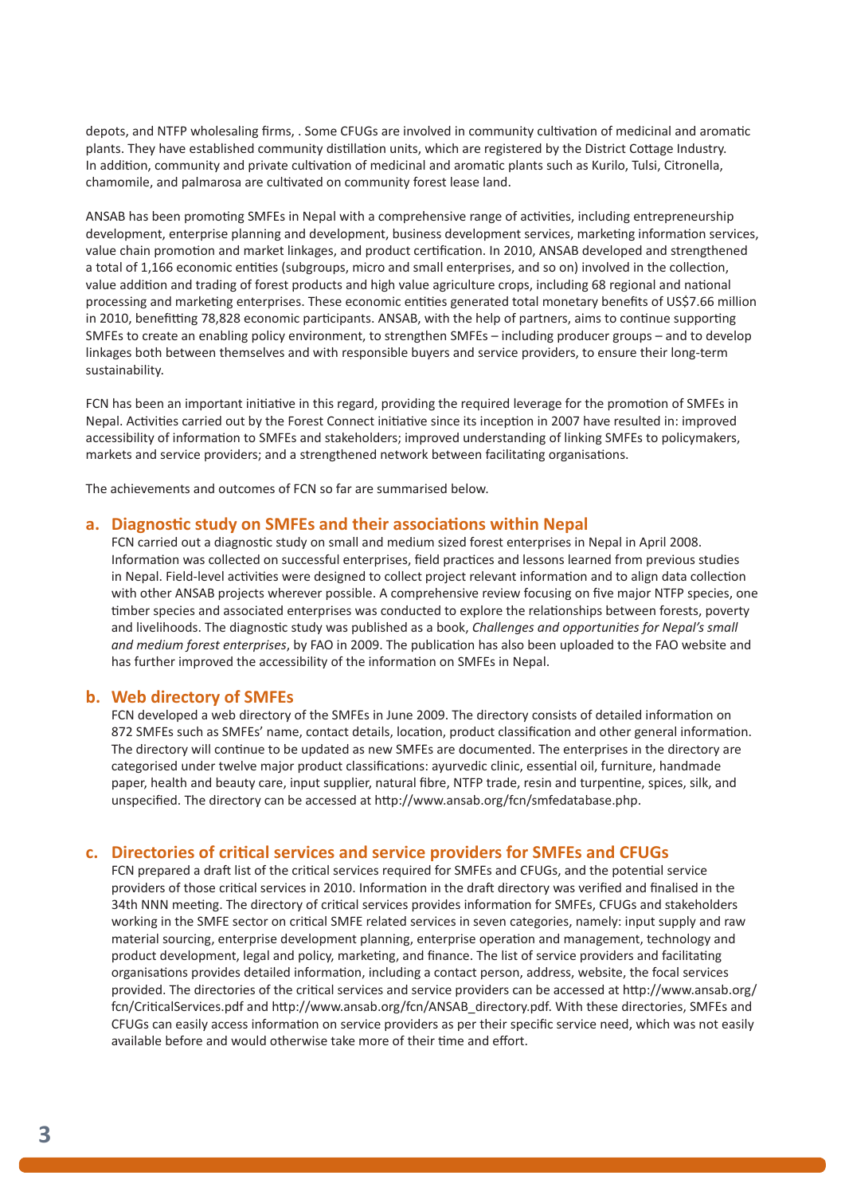depots, and NTFP wholesaling firms, . Some CFUGs are involved in community cultivation of medicinal and aromatic plants. They have established community distillation units, which are registered by the District Cottage Industry. In addition, community and private cultivation of medicinal and aromatic plants such as Kurilo, Tulsi, Citronella, chamomile, and palmarosa are cultivated on community forest lease land.

ANSAB has been promoting SMFEs in Nepal with a comprehensive range of activities, including entrepreneurship development, enterprise planning and development, business development services, marketing information services, value chain promotion and market linkages, and product certification. In 2010, ANSAB developed and strengthened a total of 1,166 economic entities (subgroups, micro and small enterprises, and so on) involved in the collection, value addition and trading of forest products and high value agriculture crops, including 68 regional and national processing and marketing enterprises. These economic entities generated total monetary benefits of US$7.66 million in 2010, benefitting 78,828 economic participants. ANSAB, with the help of partners, aims to continue supporting SMFEs to create an enabling policy environment, to strengthen SMFEs – including producer groups – and to develop linkages both between themselves and with responsible buyers and service providers, to ensure their long-term sustainability.

FCN has been an important initiative in this regard, providing the required leverage for the promotion of SMFEs in Nepal. Activities carried out by the Forest Connect initiative since its inception in 2007 have resulted in: improved accessibility of information to SMFEs and stakeholders; improved understanding of linking SMFEs to policymakers, markets and service providers; and a strengthened network between facilitating organisations.

The achievements and outcomes of FCN so far are summarised below.

## a. Diagnostic study on SMFEs and their associations within Nepal

FCN carried out a diagnostic study on small and medium sized forest enterprises in Nepal in April 2008. Information was collected on successful enterprises, field practices and lessons learned from previous studies in Nepal. Field-level activities were designed to collect project relevant information and to align data collection with other ANSAB projects wherever possible. A comprehensive review focusing on five major NTFP species, one timber species and associated enterprises was conducted to explore the relationships between forests, poverty and livelihoods. The diagnostic study was published as a book, *Challenges and opportunities for Nepal's small and medium forest enterprises*, by FAO in 2009. The publication has also been uploaded to the FAO website and has further improved the accessibility of the information on SMFEs in Nepal.

## b. Web directory of SMFEs

FCN developed a web directory of the SMFEs in June 2009. The directory consists of detailed information on 872 SMFEs such as SMFEs' name, contact details, location, product classification and other general information. The directory will continue to be updated as new SMFEs are documented. The enterprises in the directory are categorised under twelve major product classifications: ayurvedic clinic, essential oil, furniture, handmade paper, health and beauty care, input supplier, natural fibre, NTFP trade, resin and turpentine, spices, silk, and unspecified. The directory can be accessed at http://www.ansab.org/fcn/smfedatabase.php.

## c. Directories of critical services and service providers for SMFEs and CFUGs

FCN prepared a draft list of the critical services required for SMFEs and CFUGs, and the potential service providers of those critical services in 2010. Information in the draft directory was verified and finalised in the 34th NNN meeting. The directory of critical services provides information for SMFEs, CFUGs and stakeholders working in the SMFE sector on critical SMFE related services in seven categories, namely: input supply and raw material sourcing, enterprise development planning, enterprise operation and management, technology and product development, legal and policy, marketing, and finance. The list of service providers and facilitating organisations provides detailed information, including a contact person, address, website, the focal services provided. The directories of the critical services and service providers can be accessed at http://www.ansab.org/fcn/CriticalServices.pdf and http://www.ansab.org/fcn/ANSAB_directory.pdf. With these directories, SMFEs and CFUGs can easily access information on service providers as per their specific service need, which was not easily available before and would otherwise take more of their time and effort.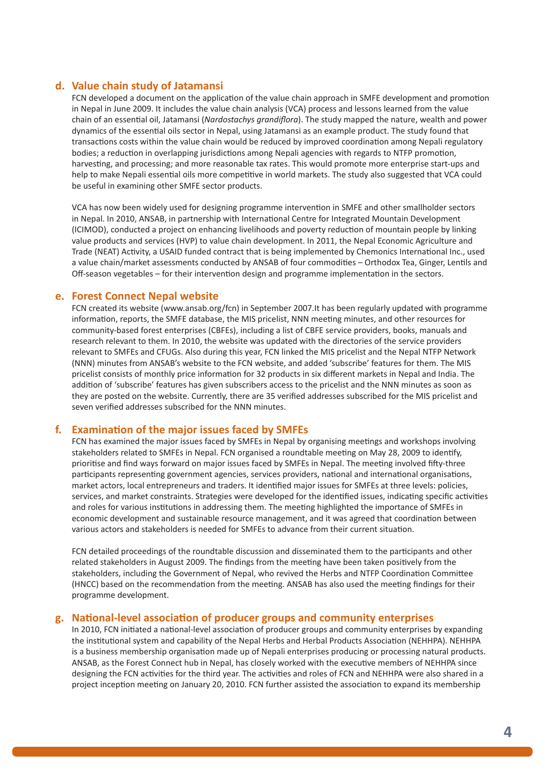## d. Value chain study of Jatamansi

FCN developed a document on the application of the value chain approach in SMFE development and promotion in Nepal in June 2009. It includes the value chain analysis (VCA) process and lessons learned from the value chain of an essential oil, Jatamansi (*Nardostachys grandiflora*). The study mapped the nature, wealth and power dynamics of the essential oils sector in Nepal, using Jatamansi as an example product. The study found that transactions costs within the value chain would be reduced by improved coordination among Nepali regulatory bodies; a reduction in overlapping jurisdictions among Nepali agencies with regards to NTFP promotion, harvesting, and processing; and more reasonable tax rates. This would promote more enterprise start-ups and help to make Nepali essential oils more competitive in world markets. The study also suggested that VCA could be useful in examining other SMFE sector products.

VCA has now been widely used for designing programme intervention in SMFE and other smallholder sectors in Nepal. In 2010, ANSAB, in partnership with International Centre for Integrated Mountain Development (ICIMOD), conducted a project on enhancing livelihoods and poverty reduction of mountain people by linking value products and services (HVP) to value chain development. In 2011, the Nepal Economic Agriculture and Trade (NEAT) Activity, a USAID funded contract that is being implemented by Chemonics International Inc., used a value chain/market assessments conducted by ANSAB of four commodities – Orthodox Tea, Ginger, Lentils and Off-season vegetables – for their intervention design and programme implementation in the sectors.

## e. Forest Connect Nepal website

FCN created its website (www.ansab.org/fcn) in September 2007.It has been regularly updated with programme information, reports, the SMFE database, the MIS pricelist, NNN meeting minutes, and other resources for community-based forest enterprises (CBFEs), including a list of CBFE service providers, books, manuals and research relevant to them. In 2010, the website was updated with the directories of the service providers relevant to SMFEs and CFUGs. Also during this year, FCN linked the MIS pricelist and the Nepal NTFP Network (NNN) minutes from ANSAB's website to the FCN website, and added 'subscribe' features for them. The MIS pricelist consists of monthly price information for 32 products in six different markets in Nepal and India. The addition of 'subscribe' features has given subscribers access to the pricelist and the NNN minutes as soon as they are posted on the website. Currently, there are 35 verified addresses subscribed for the MIS pricelist and seven verified addresses subscribed for the NNN minutes.

## f. Examination of the major issues faced by SMFEs

FCN has examined the major issues faced by SMFEs in Nepal by organising meetings and workshops involving stakeholders related to SMFEs in Nepal. FCN organised a roundtable meeting on May 28, 2009 to identify, prioritise and find ways forward on major issues faced by SMFEs in Nepal. The meeting involved fifty-three participants representing government agencies, services providers, national and international organisations, market actors, local entrepreneurs and traders. It identified major issues for SMFEs at three levels: policies, services, and market constraints. Strategies were developed for the identified issues, indicating specific activities and roles for various institutions in addressing them. The meeting highlighted the importance of SMFEs in economic development and sustainable resource management, and it was agreed that coordination between various actors and stakeholders is needed for SMFEs to advance from their current situation.

FCN detailed proceedings of the roundtable discussion and disseminated them to the participants and other related stakeholders in August 2009. The findings from the meeting have been taken positively from the stakeholders, including the Government of Nepal, who revived the Herbs and NTFP Coordination Committee (HNCC) based on the recommendation from the meeting. ANSAB has also used the meeting findings for their programme development.

## g. National-level association of producer groups and community enterprises

In 2010, FCN initiated a national-level association of producer groups and community enterprises by expanding the institutional system and capability of the Nepal Herbs and Herbal Products Association (NEHHPA). NEHHPA is a business membership organisation made up of Nepali enterprises producing or processing natural products. ANSAB, as the Forest Connect hub in Nepal, has closely worked with the executive members of NEHHPA since designing the FCN activities for the third year. The activities and roles of FCN and NEHHPA were also shared in a project inception meeting on January 20, 2010. FCN further assisted the association to expand its membership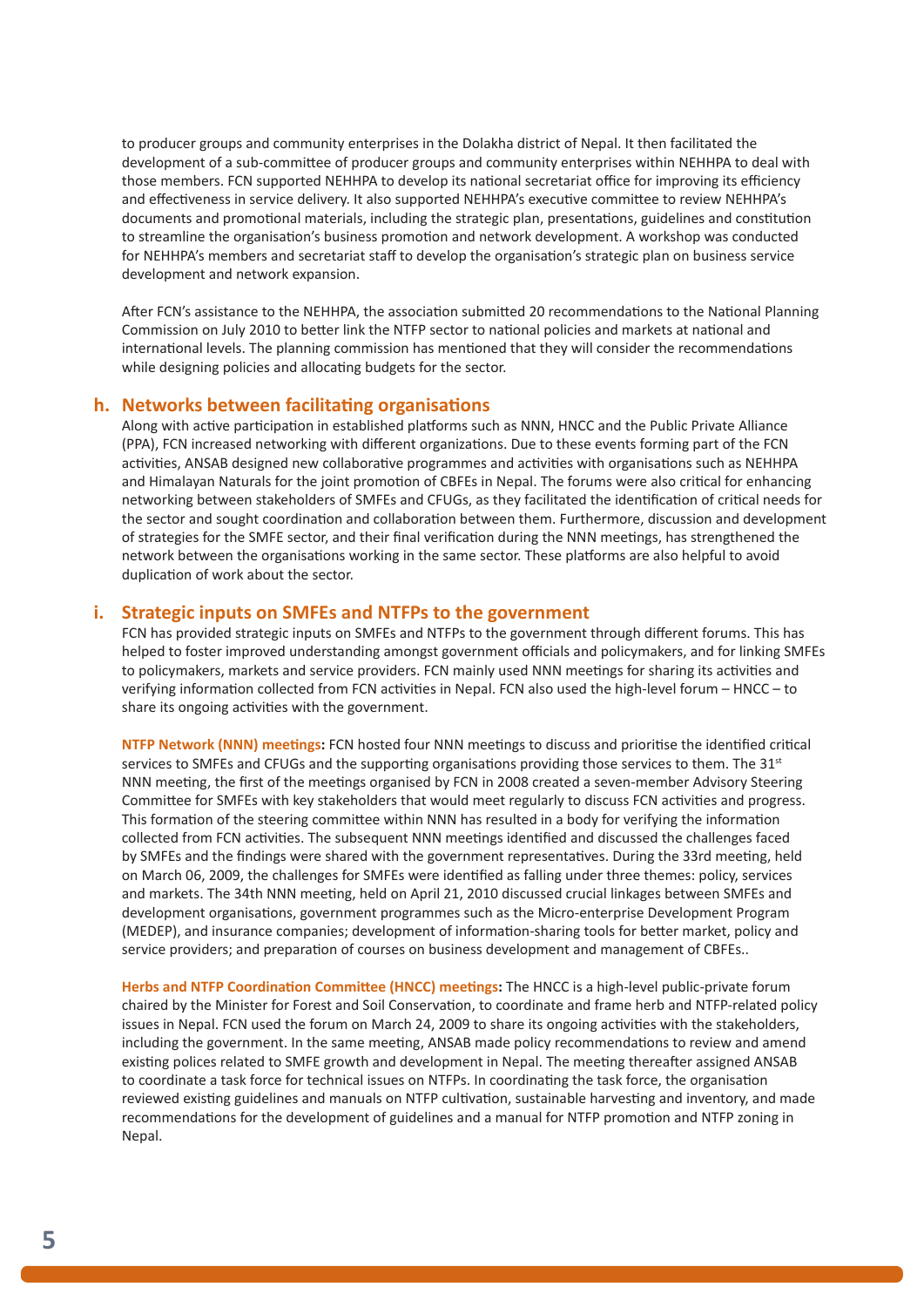to producer groups and community enterprises in the Dolakha district of Nepal. It then facilitated the development of a sub-committee of producer groups and community enterprises within NEHHPA to deal with those members. FCN supported NEHHPA to develop its national secretariat office for improving its efficiency and effectiveness in service delivery. It also supported NEHHPA's executive committee to review NEHHPA's documents and promotional materials, including the strategic plan, presentations, guidelines and constitution to streamline the organisation's business promotion and network development. A workshop was conducted for NEHHPA's members and secretariat staff to develop the organisation's strategic plan on business service development and network expansion.

After FCN's assistance to the NEHHPA, the association submitted 20 recommendations to the National Planning Commission on July 2010 to better link the NTFP sector to national policies and markets at national and international levels. The planning commission has mentioned that they will consider the recommendations while designing policies and allocating budgets for the sector.

## h. Networks between facilitating organisations

Along with active participation in established platforms such as NNN, HNCC and the Public Private Alliance (PPA), FCN increased networking with different organizations. Due to these events forming part of the FCN activities, ANSAB designed new collaborative programmes and activities with organisations such as NEHHPA and Himalayan Naturals for the joint promotion of CBFEs in Nepal. The forums were also critical for enhancing networking between stakeholders of SMFEs and CFUGs, as they facilitated the identification of critical needs for the sector and sought coordination and collaboration between them. Furthermore, discussion and development of strategies for the SMFE sector, and their final verification during the NNN meetings, has strengthened the network between the organisations working in the same sector. These platforms are also helpful to avoid duplication of work about the sector.

## i. Strategic inputs on SMFEs and NTFPs to the government

FCN has provided strategic inputs on SMFEs and NTFPs to the government through different forums. This has helped to foster improved understanding amongst government officials and policymakers, and for linking SMFEs to policymakers, markets and service providers. FCN mainly used NNN meetings for sharing its activities and verifying information collected from FCN activities in Nepal. FCN also used the high-level forum – HNCC – to share its ongoing activities with the government.

**NTFP Network (NNN) meetings:** FCN hosted four NNN meetings to discuss and prioritise the identified critical services to SMFEs and CFUGs and the supporting organisations providing those services to them. The 31st NNN meeting, the first of the meetings organised by FCN in 2008 created a seven-member Advisory Steering Committee for SMFEs with key stakeholders that would meet regularly to discuss FCN activities and progress. This formation of the steering committee within NNN has resulted in a body for verifying the information collected from FCN activities. The subsequent NNN meetings identified and discussed the challenges faced by SMFEs and the findings were shared with the government representatives. During the 33rd meeting, held on March 06, 2009, the challenges for SMFEs were identified as falling under three themes: policy, services and markets. The 34th NNN meeting, held on April 21, 2010 discussed crucial linkages between SMFEs and development organisations, government programmes such as the Micro-enterprise Development Program (MEDEP), and insurance companies; development of information-sharing tools for better market, policy and service providers; and preparation of courses on business development and management of CBFEs..

**Herbs and NTFP Coordination Committee (HNCC) meetings:** The HNCC is a high-level public-private forum chaired by the Minister for Forest and Soil Conservation, to coordinate and frame herb and NTFP-related policy issues in Nepal. FCN used the forum on March 24, 2009 to share its ongoing activities with the stakeholders, including the government. In the same meeting, ANSAB made policy recommendations to review and amend existing polices related to SMFE growth and development in Nepal. The meeting thereafter assigned ANSAB to coordinate a task force for technical issues on NTFPs. In coordinating the task force, the organisation reviewed existing guidelines and manuals on NTFP cultivation, sustainable harvesting and inventory, and made recommendations for the development of guidelines and a manual for NTFP promotion and NTFP zoning in Nepal.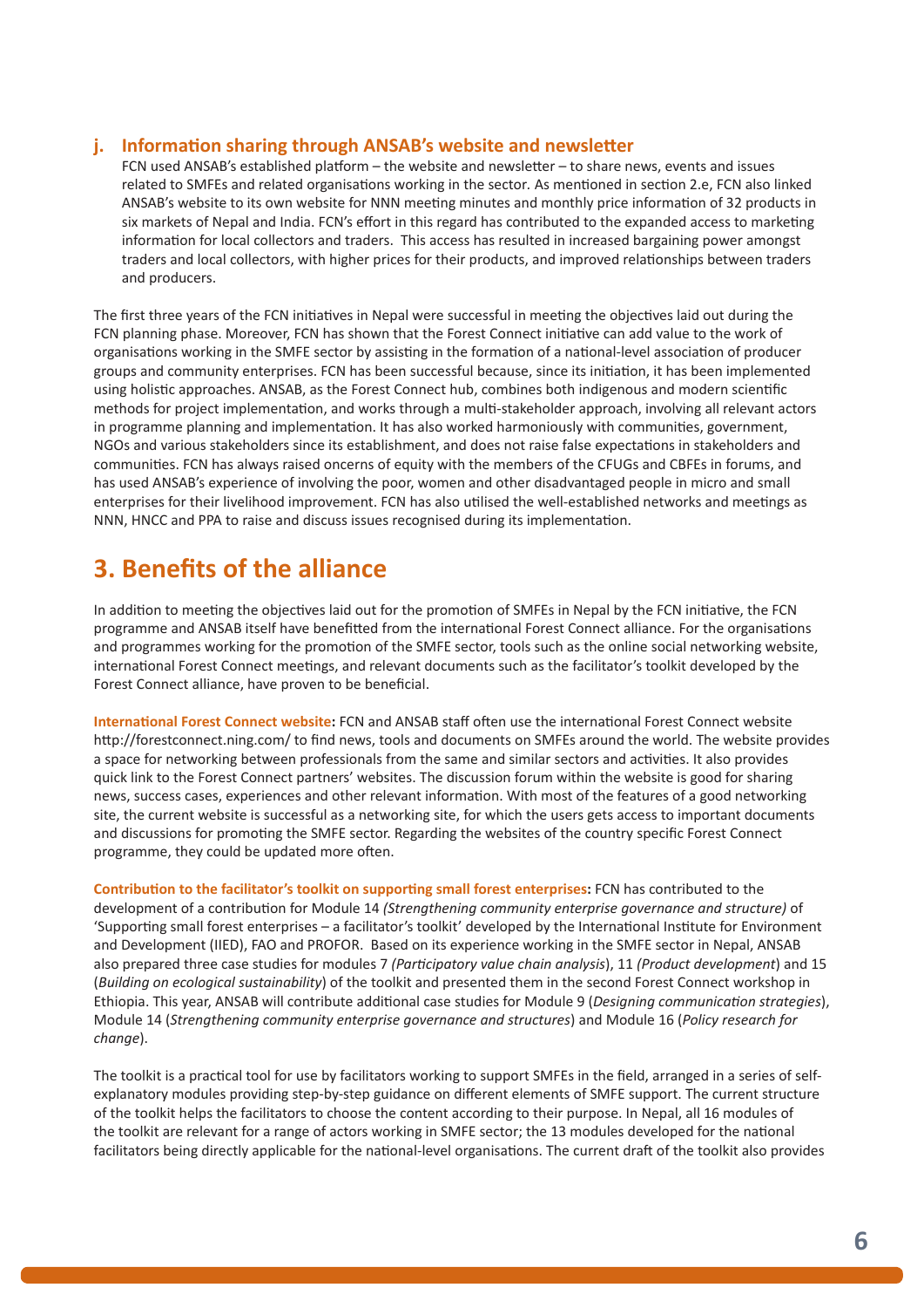**j. Information sharing through ANSAB's website and newsletter**

FCN used ANSAB's established platform – the website and newsletter – to share news, events and issues related to SMFEs and related organisations working in the sector. As mentioned in section 2.e, FCN also linked ANSAB's website to its own website for NNN meeting minutes and monthly price information of 32 products in six markets of Nepal and India. FCN's effort in this regard has contributed to the expanded access to marketing information for local collectors and traders. This access has resulted in increased bargaining power amongst traders and local collectors, with higher prices for their products, and improved relationships between traders and producers.

The first three years of the FCN initiatives in Nepal were successful in meeting the objectives laid out during the FCN planning phase. Moreover, FCN has shown that the Forest Connect initiative can add value to the work of organisations working in the SMFE sector by assisting in the formation of a national-level association of producer groups and community enterprises. FCN has been successful because, since its initiation, it has been implemented using holistic approaches. ANSAB, as the Forest Connect hub, combines both indigenous and modern scientific methods for project implementation, and works through a multi-stakeholder approach, involving all relevant actors in programme planning and implementation. It has also worked harmoniously with communities, government, NGOs and various stakeholders since its establishment, and does not raise false expectations in stakeholders and communities. FCN has always raised oncerns of equity with the members of the CFUGs and CBFEs in forums, and has used ANSAB's experience of involving the poor, women and other disadvantaged people in micro and small enterprises for their livelihood improvement. FCN has also utilised the well-established networks and meetings as NNN, HNCC and PPA to raise and discuss issues recognised during its implementation.

# 3. Benefits of the alliance

In addition to meeting the objectives laid out for the promotion of SMFEs in Nepal by the FCN initiative, the FCN programme and ANSAB itself have benefitted from the international Forest Connect alliance. For the organisations and programmes working for the promotion of the SMFE sector, tools such as the online social networking website, international Forest Connect meetings, and relevant documents such as the facilitator's toolkit developed by the Forest Connect alliance, have proven to be beneficial.

**International Forest Connect website:** FCN and ANSAB staff often use the international Forest Connect website http://forestconnect.ning.com/ to find news, tools and documents on SMFEs around the world. The website provides a space for networking between professionals from the same and similar sectors and activities. It also provides quick link to the Forest Connect partners' websites. The discussion forum within the website is good for sharing news, success cases, experiences and other relevant information. With most of the features of a good networking site, the current website is successful as a networking site, for which the users gets access to important documents and discussions for promoting the SMFE sector. Regarding the websites of the country specific Forest Connect programme, they could be updated more often.

**Contribution to the facilitator's toolkit on supporting small forest enterprises:** FCN has contributed to the development of a contribution for Module 14 *(Strengthening community enterprise governance and structure)* of 'Supporting small forest enterprises – a facilitator's toolkit' developed by the International Institute for Environment and Development (IIED), FAO and PROFOR. Based on its experience working in the SMFE sector in Nepal, ANSAB also prepared three case studies for modules 7 *(Participatory value chain analysis*), 11 *(Product development*) and 15 (*Building on ecological sustainability*) of the toolkit and presented them in the second Forest Connect workshop in Ethiopia. This year, ANSAB will contribute additional case studies for Module 9 (*Designing communication strategies*), Module 14 (*Strengthening community enterprise governance and structures*) and Module 16 (*Policy research for change*).

The toolkit is a practical tool for use by facilitators working to support SMFEs in the field, arranged in a series of self-explanatory modules providing step-by-step guidance on different elements of SMFE support. The current structure of the toolkit helps the facilitators to choose the content according to their purpose. In Nepal, all 16 modules of the toolkit are relevant for a range of actors working in SMFE sector; the 13 modules developed for the national facilitators being directly applicable for the national-level organisations. The current draft of the toolkit also provides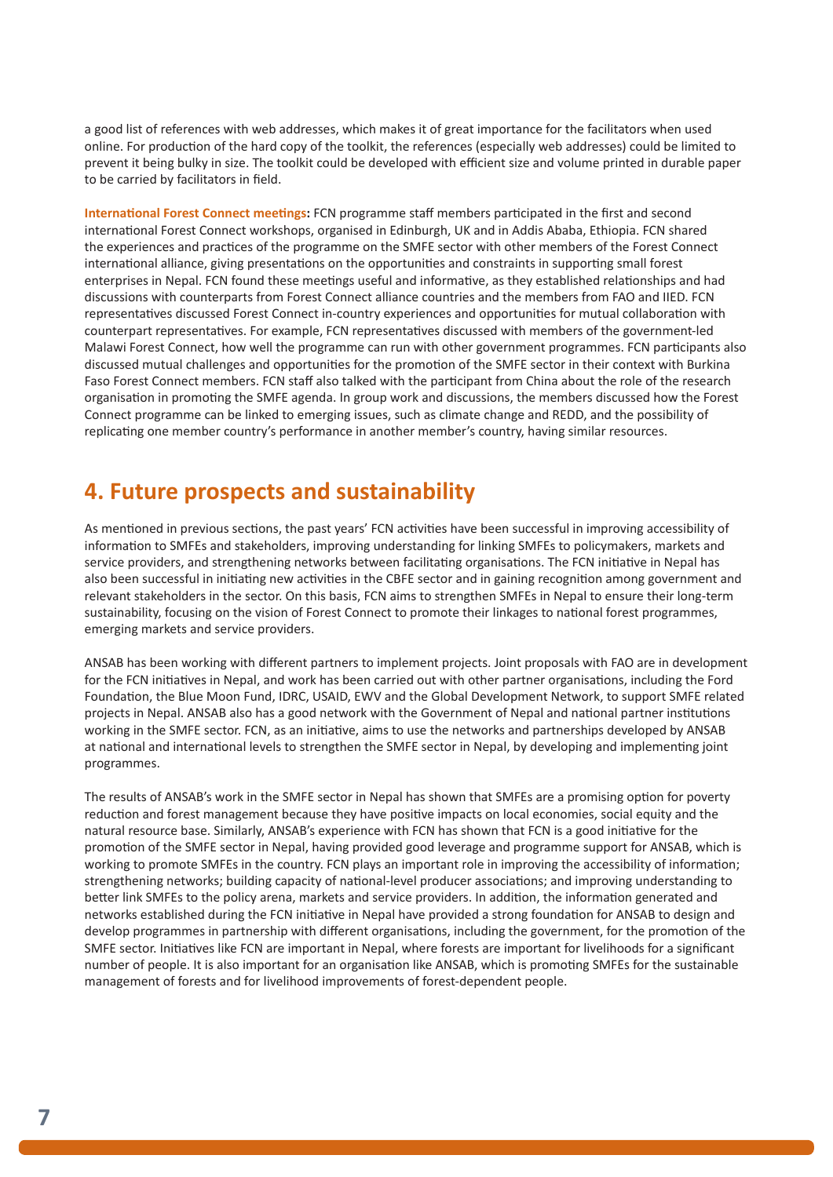a good list of references with web addresses, which makes it of great importance for the facilitators when used online. For production of the hard copy of the toolkit, the references (especially web addresses) could be limited to prevent it being bulky in size. The toolkit could be developed with efficient size and volume printed in durable paper to be carried by facilitators in field.

**International Forest Connect meetings:** FCN programme staff members participated in the first and second international Forest Connect workshops, organised in Edinburgh, UK and in Addis Ababa, Ethiopia. FCN shared the experiences and practices of the programme on the SMFE sector with other members of the Forest Connect international alliance, giving presentations on the opportunities and constraints in supporting small forest enterprises in Nepal. FCN found these meetings useful and informative, as they established relationships and had discussions with counterparts from Forest Connect alliance countries and the members from FAO and IIED. FCN representatives discussed Forest Connect in-country experiences and opportunities for mutual collaboration with counterpart representatives. For example, FCN representatives discussed with members of the government-led Malawi Forest Connect, how well the programme can run with other government programmes. FCN participants also discussed mutual challenges and opportunities for the promotion of the SMFE sector in their context with Burkina Faso Forest Connect members. FCN staff also talked with the participant from China about the role of the research organisation in promoting the SMFE agenda. In group work and discussions, the members discussed how the Forest Connect programme can be linked to emerging issues, such as climate change and REDD, and the possibility of replicating one member country's performance in another member's country, having similar resources.

## 4. Future prospects and sustainability

As mentioned in previous sections, the past years' FCN activities have been successful in improving accessibility of information to SMFEs and stakeholders, improving understanding for linking SMFEs to policymakers, markets and service providers, and strengthening networks between facilitating organisations. The FCN initiative in Nepal has also been successful in initiating new activities in the CBFE sector and in gaining recognition among government and relevant stakeholders in the sector. On this basis, FCN aims to strengthen SMFEs in Nepal to ensure their long-term sustainability, focusing on the vision of Forest Connect to promote their linkages to national forest programmes, emerging markets and service providers.

ANSAB has been working with different partners to implement projects. Joint proposals with FAO are in development for the FCN initiatives in Nepal, and work has been carried out with other partner organisations, including the Ford Foundation, the Blue Moon Fund, IDRC, USAID, EWV and the Global Development Network, to support SMFE related projects in Nepal. ANSAB also has a good network with the Government of Nepal and national partner institutions working in the SMFE sector. FCN, as an initiative, aims to use the networks and partnerships developed by ANSAB at national and international levels to strengthen the SMFE sector in Nepal, by developing and implementing joint programmes.

The results of ANSAB's work in the SMFE sector in Nepal has shown that SMFEs are a promising option for poverty reduction and forest management because they have positive impacts on local economies, social equity and the natural resource base. Similarly, ANSAB's experience with FCN has shown that FCN is a good initiative for the promotion of the SMFE sector in Nepal, having provided good leverage and programme support for ANSAB, which is working to promote SMFEs in the country. FCN plays an important role in improving the accessibility of information; strengthening networks; building capacity of national-level producer associations; and improving understanding to better link SMFEs to the policy arena, markets and service providers. In addition, the information generated and networks established during the FCN initiative in Nepal have provided a strong foundation for ANSAB to design and develop programmes in partnership with different organisations, including the government, for the promotion of the SMFE sector. Initiatives like FCN are important in Nepal, where forests are important for livelihoods for a significant number of people. It is also important for an organisation like ANSAB, which is promoting SMFEs for the sustainable management of forests and for livelihood improvements of forest-dependent people.